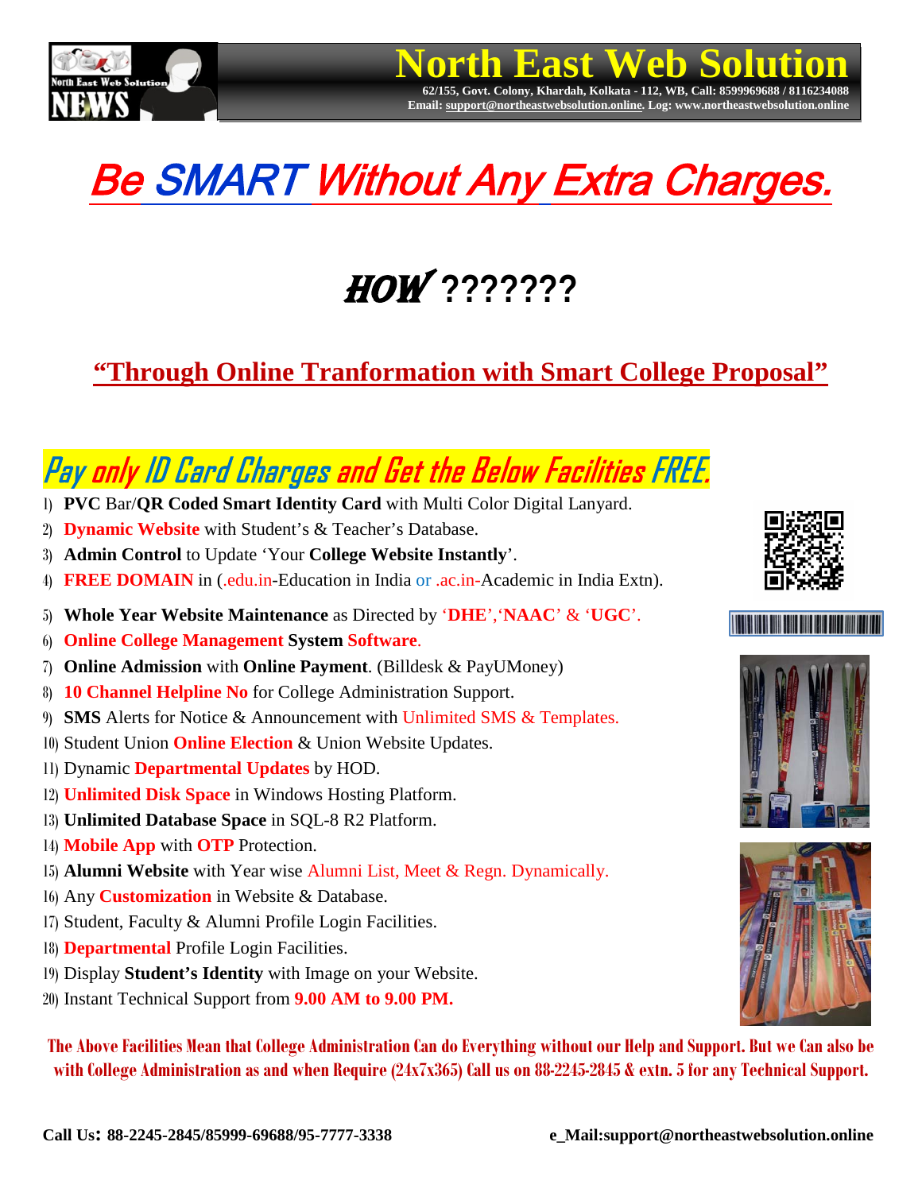# North East Web Solution

62/155, Govt. Colony, Khardah, Kolkata - 112, WB, Call: 8599969688 / 8116234088
Email: support@northeastwebsolution.online. Log: www.northeastwebsolution.online

# Be SMART Without Any Extra Charges.

# HOW ???????

## "Through Online Tranformation with Smart College Proposal"

## Pay only ID Card Charges and Get the Below Facilities FREE.

1) **PVC** Bar/**QR Coded Smart Identity Card** with Multi Color Digital Lanyard.
2) **Dynamic Website** with Student's & Teacher's Database.
3) **Admin Control** to Update 'Your **College Website Instantly**'.
4) **FREE DOMAIN** in (.edu.in-Education in India or .ac.in-Academic in India Extn).
5) **Whole Year Website Maintenance** as Directed by '**DHE**','**NAAC**' & '**UGC**'.
6) **Online College Management System Software**.
7) **Online Admission** with **Online Payment**. (Billdesk & PayUMoney)
8) **10 Channel Helpline No** for College Administration Support.
9) **SMS** Alerts for Notice & Announcement with Unlimited SMS & Templates.
10) Student Union **Online Election** & Union Website Updates.
11) Dynamic **Departmental Updates** by HOD.
12) **Unlimited Disk Space** in Windows Hosting Platform.
13) **Unlimited Database Space** in SQL-8 R2 Platform.
14) **Mobile App** with **OTP** Protection.
15) **Alumni Website** with Year wise Alumni List, Meet & Regn. Dynamically.
16) Any **Customization** in Website & Database.
17) Student, Faculty & Alumni Profile Login Facilities.
18) **Departmental** Profile Login Facilities.
19) Display **Student's Identity** with Image on your Website.
20) Instant Technical Support from **9.00 AM to 9.00 PM.**

**The Above Facilities Mean that College Administration Can do Everything without our Help and Support. But we Can also be with College Administration as and when Require (24x7x365) Call us on 88-2245-2845 & extn. 5 for any Technical Support.**

**Call Us: 88-2245-2845/85999-69688/95-7777-3338** **e_Mail:support@northeastwebsolution.online**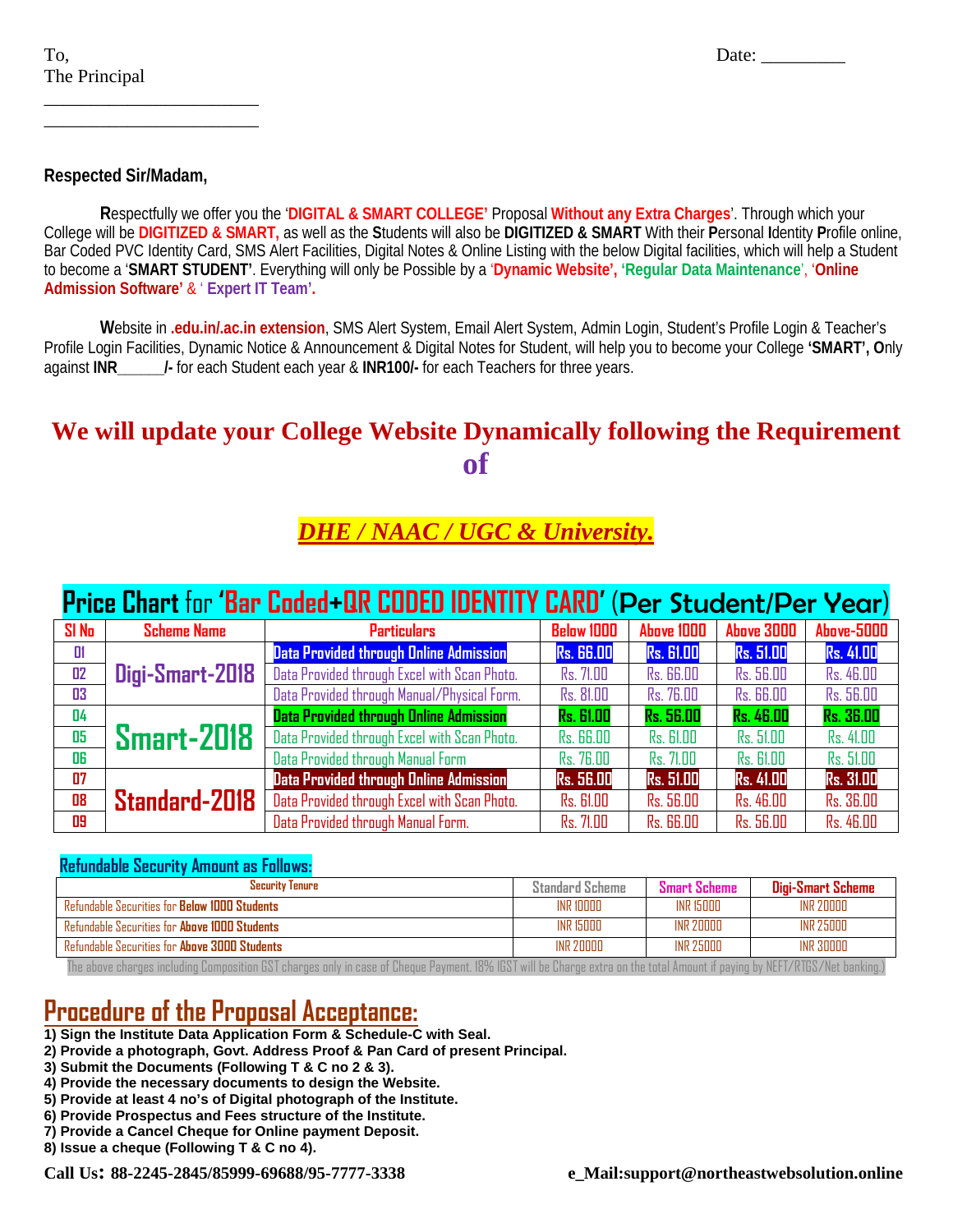To,  
The Principal  
________________________  
________________________

Date: _________

**Respected Sir/Madam,**

**R**espectfully we offer you the '**DIGITAL & SMART COLLEGE'** Proposal **Without any Extra Charges**'. Through which your College will be **DIGITIZED & SMART,** as well as the **S**tudents will also be **DIGITIZED & SMART** With their **P**ersonal **I**dentity **P**rofile online, Bar Coded PVC Identity Card, SMS Alert Facilities, Digital Notes & Online Listing with the below Digital facilities, which will help a Student to become a '**SMART STUDENT'**. Everything will only be Possible by a '**Dynamic Website', 'Regular Data Maintenance**', '**Online Admission Software'** & ' **Expert IT Team'.**

**W**ebsite in **.edu.in/.ac.in extension**, SMS Alert System, Email Alert System, Admin Login, Student's Profile Login & Teacher's Profile Login Facilities, Dynamic Notice & Announcement & Digital Notes for Student, will help you to become your College **'SMART', O**nly against **INR______/-** for each Student each year & **INR100/-** for each Teachers for three years.

## We will update your College Website Dynamically following the Requirement of

## *DHE / NAAC / UGC & University.*

## Price Chart for 'Bar Coded+QR CODED IDENTITY CARD' (Per Student/Per Year)

| Sl No | Scheme Name | Particulars | Below 1000 | Above 1000 | Above 3000 | Above-5000 |
|---|---|---|---|---|---|---|
| 01 | Digi-Smart-2018 | Data Provided through Online Admission | Rs. 66.00 | Rs. 61.00 | Rs. 51.00 | Rs. 41.00 |
| 02 | | Data Provided through Excel with Scan Photo. | Rs. 71.00 | Rs. 66.00 | Rs. 56.00 | Rs. 46.00 |
| 03 | | Data Provided through Manual/Physical Form. | Rs. 81.00 | Rs. 76.00 | Rs. 66.00 | Rs. 56.00 |
| 04 | Smart-2018 | Data Provided through Online Admission | Rs. 61.00 | Rs. 56.00 | Rs. 46.00 | Rs. 36.00 |
| 05 | | Data Provided through Excel with Scan Photo. | Rs. 66.00 | Rs. 61.00 | Rs. 51.00 | Rs. 41.00 |
| 06 | | Data Provided through Manual Form | Rs. 76.00 | Rs. 71.00 | Rs. 61.00 | Rs. 51.00 |
| 07 | Standard-2018 | Data Provided through Online Admission | Rs. 56.00 | Rs. 51.00 | Rs. 41.00 | Rs. 31.00 |
| 08 | | Data Provided through Excel with Scan Photo. | Rs. 61.00 | Rs. 56.00 | Rs. 46.00 | Rs. 36.00 |
| 09 | | Data Provided through Manual Form. | Rs. 71.00 | Rs. 66.00 | Rs. 56.00 | Rs. 46.00 |

### Refundable Security Amount as Follows:

| Security Tenure | Standard Scheme | Smart Scheme | Digi-Smart Scheme |
|---|---|---|---|
| Refundable Securities for **Below 1000 Students** | INR 10000 | INR 15000 | INR 20000 |
| Refundable Securities for **Above 1000 Students** | INR 15000 | INR 20000 | INR 25000 |
| Refundable Securities for **Above 3000 Students** | INR 20000 | INR 25000 | INR 30000 |

The above charges including Composition GST charges only in case of Cheque Payment. 18% IGST will be Charge extra on the total Amount if paying by NEFT/RTGS/Net banking.)

## Procedure of the Proposal Acceptance:

**1) Sign the Institute Data Application Form & Schedule-C with Seal.**  
**2) Provide a photograph, Govt. Address Proof & Pan Card of present Principal.**  
**3) Submit the Documents (Following T & C no 2 & 3).**  
**4) Provide the necessary documents to design the Website.**  
**5) Provide at least 4 no's of Digital photograph of the Institute.**  
**6) Provide Prospectus and Fees structure of the Institute.**  
**7) Provide a Cancel Cheque for Online payment Deposit.**  
**8) Issue a cheque (Following T & C no 4).**

**Call Us: 88-2245-2845/85999-69688/95-7777-3338** **e_Mail:support@northeastwebsolution.online**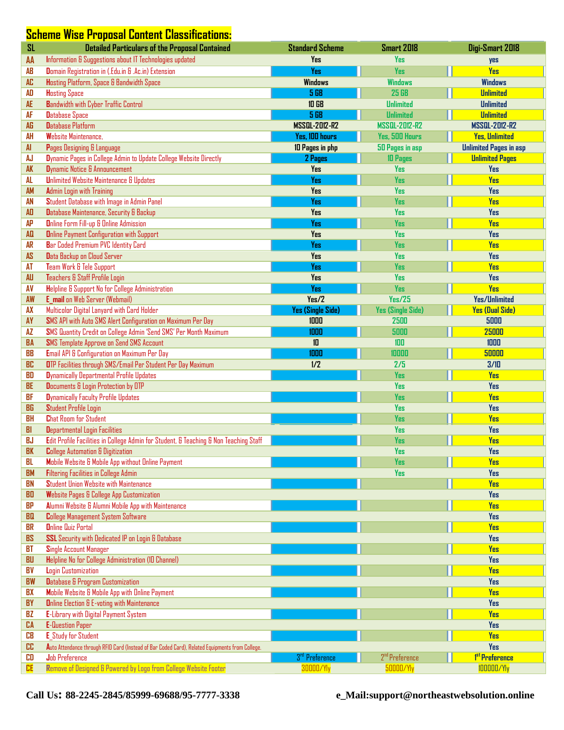## Scheme Wise Proposal Content Classifications:

| SL | Detailed Particulars of the Proposal Contained | Standard Scheme | Smart 2018 | Digi-Smart 2018 |
|---|---|---|---|---|
| AA | Information & Suggestions about IT Technologies updated | Yes | Yes | yes |
| AB | Domain Registration in (.Edu.in & .Ac.in) Extension | Yes | Yes | Yes |
| AC | Hosting Platform, Space & Bandwidth Space | Windows | Windows | Windows |
| AD | Hosting Space | 5 GB | 25 GB | Unlimited |
| AE | Bandwidth with Cyber Traffic Control | 10 GB | Unlimited | Unlimited |
| AF | Database Space | 5 GB | Unlimited | Unlimited |
| AG | Database Platform | MSSQL-2012-R2 | MSSQL-2012-R2 | MSSQL-2012-R2 |
| AH | Website Maintenance, | Yes, 100 hours | Yes, 500 Hours | Yes, Unlimited |
| AI | Pages Designing & Language | 10 Pages in php | 50 Pages in asp | Unlimited Pages in asp |
| AJ | Dynamic Pages in College Admin to Update College Website Directly | 2 Pages | 10 Pages | Unlimited Pages |
| AK | Dynamic Notice & Announcement | Yes | Yes | Yes |
| AL | Unlimited Website Maintenance & Updates | Yes | Yes | Yes |
| AM | Admin Login with Training | Yes | Yes | Yes |
| AN | Student Database with Image in Admin Panel | Yes | Yes | Yes |
| AO | Database Maintenance, Security & Backup | Yes | Yes | Yes |
| AP | Online Form Fill-up & Online Admission | Yes | Yes | Yes |
| AQ | Online Payment Configuration with Support | Yes | Yes | Yes |
| AR | Bar Coded Premium PVC Identity Card | Yes | Yes | Yes |
| AS | Data Backup on Cloud Server | Yes | Yes | Yes |
| AT | Team Work & Tele Support | Yes | Yes | Yes |
| AU | Teachers & Staff Profile Login | Yes | Yes | Yes |
| AV | Helpline & Support No for College Administration | Yes | Yes | Yes |
| AW | E_mail on Web Server (Webmail) | Yes/2 | Yes/25 | Yes/Unlimited |
| AX | Multicolor Digital Lanyard with Card Holder | Yes (Single Side) | Yes (Single Side) | Yes (Dual Side) |
| AY | SMS API with Auto SMS Alert Configuration on Maximum Per Day | 1000 | 2500 | 5000 |
| AZ | SMS Quantity Credit on College Admin 'Send SMS' Per Month Maximum | 1000 | 5000 | 25000 |
| BA | SMS Template Approve on Send SMS Account | 10 | 100 | 1000 |
| BB | Email API & Configuration on Maximum Per Day | 1000 | 10000 | 50000 |
| BC | OTP Facilities through SMS/Email Per Student Per Day Maximum | 1/2 | 2/5 | 3/10 |
| BD | Dynamically Departmental Profile Updates | | Yes | Yes |
| BE | Documents & Login Protection by OTP | | Yes | Yes |
| BF | Dynamically Faculty Profile Updates | | Yes | Yes |
| BG | Student Profile Login | | Yes | Yes |
| BH | Chat Room for Student | | Yes | Yes |
| BI | Departmental Login Facilities | | Yes | Yes |
| BJ | Edit Profile Facilities in College Admin for Student, & Teaching & Non Teaching Staff | | Yes | Yes |
| BK | College Automation & Digitization | | Yes | Yes |
| BL | Mobile Website & Mobile App without Online Payment | | Yes | Yes |
| BM | Filtering Facilities in College Admin | | Yes | Yes |
| BN | Student Union Website with Maintenance | | | Yes |
| BO | Website Pages & College App Customization | | | Yes |
| BP | Alumni Website & Alumni Mobile App with Maintenance | | | Yes |
| BQ | College Management System Software | | | Yes |
| BR | Online Quiz Portal | | | Yes |
| BS | SSL Security with Dedicated IP on Login & Database | | | Yes |
| BT | Single Account Manager | | | Yes |
| BU | Helpline No for College Administration (10 Channel) | | | Yes |
| BV | Login Customization | | | Yes |
| BW | Database & Program Customization | | | Yes |
| BX | Mobile Website & Mobile App with Online Payment | | | Yes |
| BY | Online Election & E-voting with Maintenance | | | Yes |
| BZ | E-Library with Digital Payment System | | | Yes |
| CA | E-Question Paper | | | Yes |
| CB | E_Study for Student | | | Yes |
| CC | Auto Attendance through RFID Card (Instead of Bar Coded Card), Related Equipments from College. | | | Yes |
| CD | Job Preference | 3rd Preference | 2nd Preference | 1st Preference |
| CE | Remove of Designed & Powered by Logo from College Website Footer | 30000/Yly | 50000/Yly | 100000/Yly |

**Call Us: 88-2245-2845/85999-69688/95-7777-3338** **e_Mail:support@northeastwebsolution.online**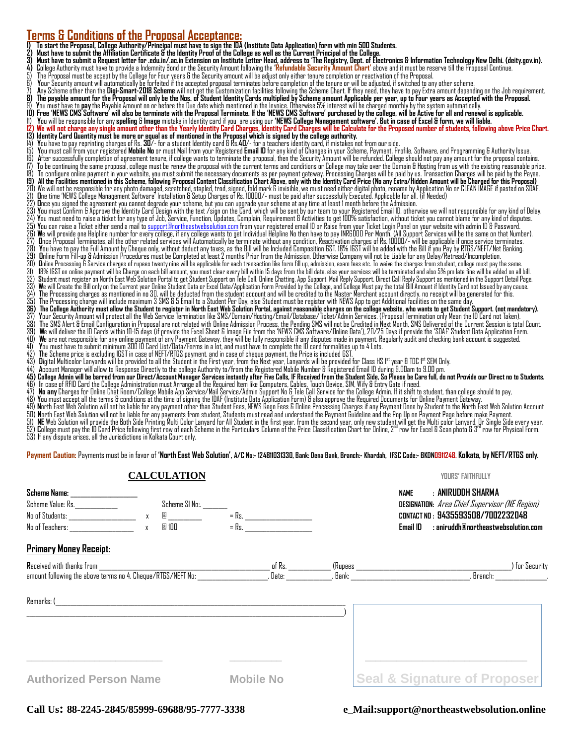## Terms & Conditions of the Proposal Acceptance:

1) **To start the Proposal, College Authority/Principal must have to sign the IDA (Institute Data Application) form with min 500 Students.**
2) **Must have to submit the Affiliation Certificate & the Identity Proof of the College as well as the Current Principal of the College.**
3) **Must have to submit a Request letter for .edu.in/.ac.in Extension on Institute Letter Head, address to 'The Registry, Dept. of Electronics & Information Technology New Delhi. (deity.gov.in).**
4) College Authority must have to provide a Indemnity Bond or the Security Amount following the '**Refundable Security Amount Chart**' above and it must be reserve till the Proposal Continue.
5) The Proposal must be accept by the College for Four years & the Security amount will be adjust only either tenure completion or reactivation of the Proposal.
6) Your Security amount will automatically be forfeited if the accepted proposal terminates before completion of the tenure or will be adjusted, if switched to any other scheme.
7) Any Scheme other than the **Digi-Smart-2018 Scheme** will not get the Customization facilities following the Scheme Chart. If they need, they have to pay Extra amount depending on the Job requirement.
8) **The payable amount for the Proposal will only be the Nos. of Student Identity Cards multiplied by Scheme amount Applicable per year, up to Four years as Accepted with the Proposal.**
9) You must have to **pay** the Payable Amount on or before the Due date which mentioned in the Invoice. Otherwise 5% interest will be charged monthly by the system automatically.
10) **Free 'NEWS CMS Software' will also be terminate with the Proposal Terminate. If the 'NEWS CMS Software' purchased by the college, will be Active for all and renewal is applicable.**
11) You will be responsible for any **spelling** & **Image** mistake in Identity card if you are using our **'NEWS College Management software'. But in case of Excel & form, we will liable.**
12) **We will not charge any single amount other than the Yearly Identity Card Charges, Identity Card Charges will be Calculate for the Proposed number of students, following above Price Chart.**
13) **Identity Card Quantity must be more or equal as of mentioned in the Proposal which is signed by the college authority.**
14) You have to pay reprinting charges of Rs. **30**/- for a student Identity card & Rs.**40**/- for a teachers identity card, if mistakes not from our side.
15) You must call from your registered **Mobile No** or must Mail from your Registered **Email ID** for any kind of Changes in your Scheme, Payment, Profile, Software, and Programming & Authority Issue.
16) After successfully completion of agreement tenure, if college wants to terminate the proposal, then the Security Amount will be refunded. College should not pay any amount for the proposal contains.
17) To be continuing the same proposal, college must be renew the proposal with the current terms and conditions or College may take over the Domain & Hosting from us with the existing reasonable price.
18) To configure online payment in your website, you must submit the necessary documents as per payment gateway. Processing Charges will be paid by us. Transaction Charges will be paid by the Payee.
19) **All the Facilities mentioned in this Scheme, following Proposal Content Classification Chart Above, only with the Identity Card Price (No any Extra/Hidden Amount will be Charged for this Proposal)**
20) We will not be responsible for any photo damaged, scratched, stapled, trod, signed, fold mark & invisible, we must need either digital photo, rename by Application No or CLEAN IMAGE if pasted on SDAF.
21) One time 'NEWS College Management Software' Installation & Setup Charges of Rs. 10000/- must be paid after successfully Executed, Applicable for all. (If Needed)
22) Once you signed the agreement you cannot degrade your scheme, but you can upgrade your scheme at any time at least 1 month before the Admission.
23) You must Confirm & Approve the Identity Card Design with the text /sign on the Card, which will be sent by our team to your Registered Email ID, otherwise we will not responsible for any kind of Delay.
24) You must need to raise a ticket for any type of Job, Service, Function, Updates, Complain, Requirement & Activities to get 100% satisfaction, without ticket you cannot blame for any kind of disputes.
25) You can raise a Ticket either send a mail to support@northeastwebsolution.com from your registered email ID or Raise from your Ticket Login Panel on your website with admin ID & Password.
26) We will provide one Helpline number for every college, if any college wants to get Individual Helpline No then have to pay INR6000 Per Month. (All Support Services will be the same on that Number).
27) Once Proposal Terminates, all the other related services will Automatically be terminate without any condition, Reactivation charges of Rs. 10000/- will be applicable if once service terminates.
28) You have to pay the Full Amount by Cheque only, without deduct any taxes, as the Bill will be Included Composition GST. 18% IGST will be added with the Bill if you Pay by RTGS/NEFT/Net Banking.
29) Online Form Fill-up & Admission Procedures must be Completed at least 2 months Prior from the Admission, Otherwise Company will not be Liable for any Delay/Retread/Incompletion.
30) Online Processing & Service charges of rupees twenty nine will be applicable for each transaction like form fill up, admission, exam fees etc. To waive the charges from student, college must pay the same.
31) 18% IGST on online payment will be Charge on each bill amount, you must clear every bill within 15 days from the bill date, else your services will be terminated and also 5% pm late fine will be added on all bill.
32) Student must register on North East Web Solution Portal to get Student Support on Tele Call, Online Chatting, App Support, Mail Reply Support, Direct Call Reply Support as mentioned in the Support Detail Page.
33) We will Create the Bill only on the Current year Online Student Data or Excel Data/Application Form Provided by the College, and College Must pay the total Bill Amount if Identity Card not Issued by any cause.
34) The Processing charges as mentioned in no 30, will be deducted from the student account and will be credited to the Master Merchant account directly, no receipt will be generated for this.
35) The Processing charge will include maximum 3 SMS & 5 Email to a Student Per Day, else Student must be register with NEWS App to get Additional facilities on the same day.
36) **The College Authority must allow the Student to register in North East Web Solution Portal, against reasonable charges on the college website, who wants to get Student Support. (not mandatory).**
37) Your Security Amount will protect all the Web Service Termination like SMS/Domain/Hosting/Email/Database/Ticket/Admin Services. (Proposal Termination only Mean the ID Card not Taken).
38) The SMS Alert & Email Configuration in Proposal are not related with Online Admission Process, the Pending SMS will not be Credited in Next Month, SMS Delivered of the Current Session is total Count.
39) We will deliver the ID Cards within 10-15 days (if provide the Excel Sheet & Image File from the 'NEWS CMS Software/Online Data'), 20/25 Days if provide the 'SDAF' Student Data Application Form.
40) We are not responsible for any online payment of any Payment Gateway, they will be fully responsible if any disputes made in payment. Regularly audit and checking bank account is suggested.
41) You must have to submit minimum 300 ID Card List/Data/Forms in a lot, and must have to complete the ID card formalities up to 4 Lots.
42) The Scheme price is excluding IGST in case of NEFT/RTGS payment, and in case of cheque payment, the Price is included GST.
43) Digital Multicolor Lanyards will be provided to all the Student in the First year, from the Next year, Lanyards will be provided for Class HS 1st year & TDC 1st SEM Only.
44) Account Manager will allow to Response Directly to the college Authority to/from the Registered Mobile Number & Registered Email ID during 9.00am to 9.00 pm.
45) **College Admin will be barred from our Direct/Account Manager Services instantly after Five Calls, IF Received from the Student Side, So Please be Care full, do not Provide our Direct no to Students.**
46) In case of RFID Card the College Administration must Arrange all the Required Item like Computers, Cables, Touch Device, SIM, Wify & Entry Gate if need.
47) **No any** Charges for Online Chat Room/College Mobile App Service/Mail Service/Admin Support No & Tele Call Service for the College Admin. If it shift to student, than college should to pay.
48) You must accept all the terms & conditions at the time of signing the IDAF (Institute Data Application Form) & also approve the Required Documents for Online Payment Gateway.
49) North East Web Solution will not be liable for any payment other than Student Fees, NEWS Regn Fees & Online Processing Charges if any Payment Done by Student to the North East Web Solution Account
50) North East Web Solution will not be liable for any payments from student, Students must read and understand the Payment Guideline and the Pop Up on Payment Page before make Payment.
51) NE Web Solution will provide the Both Side Printing Multi Color Lanyard for All Student in the first year, from the second year, only new student will get the Multi color Lanyard. Or Single Side every year.
52) College must pay the ID Card Price following first row of each Scheme in the Particulars Column of the Price Classification Chart for Online, 2nd row for Excel & Scan photo & 3rd row for Physical Form.
53) If any dispute arises, all the Jurisdictions in Kolkata Court only.

**Payment Caution:** Payments must be in favor of **'North East Web Solution', A/C No:- 124811031330, Bank: Dena Bank, Branch:- Khardah, IFSC Code:- BKDN0911248. Kolkata, by NEFT/RTGS only.**

## CALCULATION

**Scheme Name:** ________________

Scheme Value: Rs.__________ Scheme Sl No:. ______

No of Students: ______________ x @ ________ = Rs. ______________

No of Teachers: ______________ x @ 100 = Rs. ______________

YOURS' FAITHFULLY

**NAME** : **ANIRUDDH SHARMA**

**DESIGNATION:** *Area Chief Supervisor (NE Region)*

**CONTACT NO : 9435593508/7002232048**

**Email ID : aniruddh@northeastwebsolution.com**

### Primary Money Receipt:

Received with thanks from ______________________________ of Rs. __________ (Rupees ______________________________) for Security amount following the above terms no 4. Cheque/RTGS/NEFT No: ______________, Date: __________, Bank: ______________________, Branch: __________.

Remarks: (______________________________________________________________
______________________________________________________________)

Authorized Person Name | Mobile No | Seal & Signature of Proposer

**Call Us: 88-2245-2845/85999-69688/95-7777-3338** **e_Mail:support@northeastwebsolution.online**